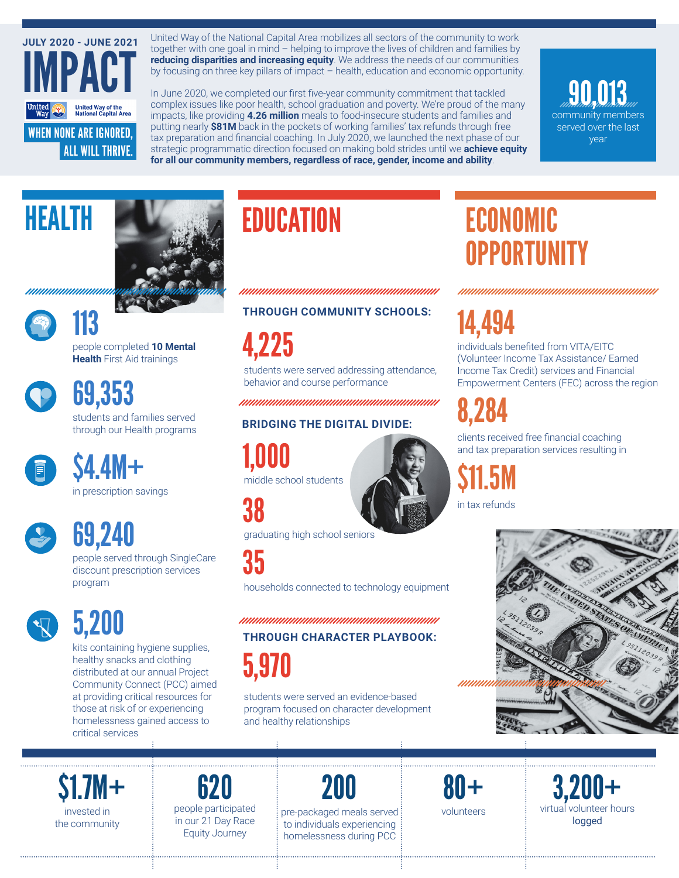JULY 2020 - JUNE 2021

# IMPACT

United Way of the National Capital Area

**WHEN NONE ARE IGNORED, ALL WILL THRIVE.**

United Way of the National Capital Area mobilizes all sectors of the community to work together with one goal in mind – helping to improve the lives of children and families by **reducing disparities and increasing equity**. We address the needs of our communities by focusing on three key pillars of impact – health, education and economic opportunity.

In June 2020, we completed our first five-year community commitment that tackled complex issues like poor health, school graduation and poverty. We're proud of the many impacts, like providing **4.26 million** meals to food-insecure students and families and putting nearly **$81M** back in the pockets of working families' tax refunds through free tax preparation and financial coaching. In July 2020, we launched the next phase of our strategic programmatic direction focused on making bold strides until we **achieve equity for all our community members, regardless of race, gender, income and ability**.

**90,013**
community members served over the last year

## HEALTH

**113**
people completed **10 Mental Health** First Aid trainings

**69,353**
students and families served through our Health programs

**$4.4M+**
in prescription savings

**69,240**
people served through SingleCare discount prescription services program

**5,200**
kits containing hygiene supplies, healthy snacks and clothing distributed at our annual Project Community Connect (PCC) aimed at providing critical resources for those at risk of or experiencing homelessness gained access to critical services

## EDUCATION

### THROUGH COMMUNITY SCHOOLS:

**4,225**
students were served addressing attendance, behavior and course performance

### BRIDGING THE DIGITAL DIVIDE:

**1,000**
middle school students

**38**
graduating high school seniors

**35**
households connected to technology equipment

### THROUGH CHARACTER PLAYBOOK:

**5,970**
students were served an evidence-based program focused on character development and healthy relationships

## ECONOMIC OPPORTUNITY

**14,494**
individuals benefited from VITA/EITC (Volunteer Income Tax Assistance/ Earned Income Tax Credit) services and Financial Empowerment Centers (FEC) across the region

**8,284**
clients received free financial coaching and tax preparation services resulting in

**$11.5M**
in tax refunds

---

**$1.7M+**
invested in the community

**620**
people participated in our 21 Day Race Equity Journey

**200**
pre-packaged meals served to individuals experiencing homelessness during PCC

**80+**
volunteers

**3,200+**
virtual volunteer hours logged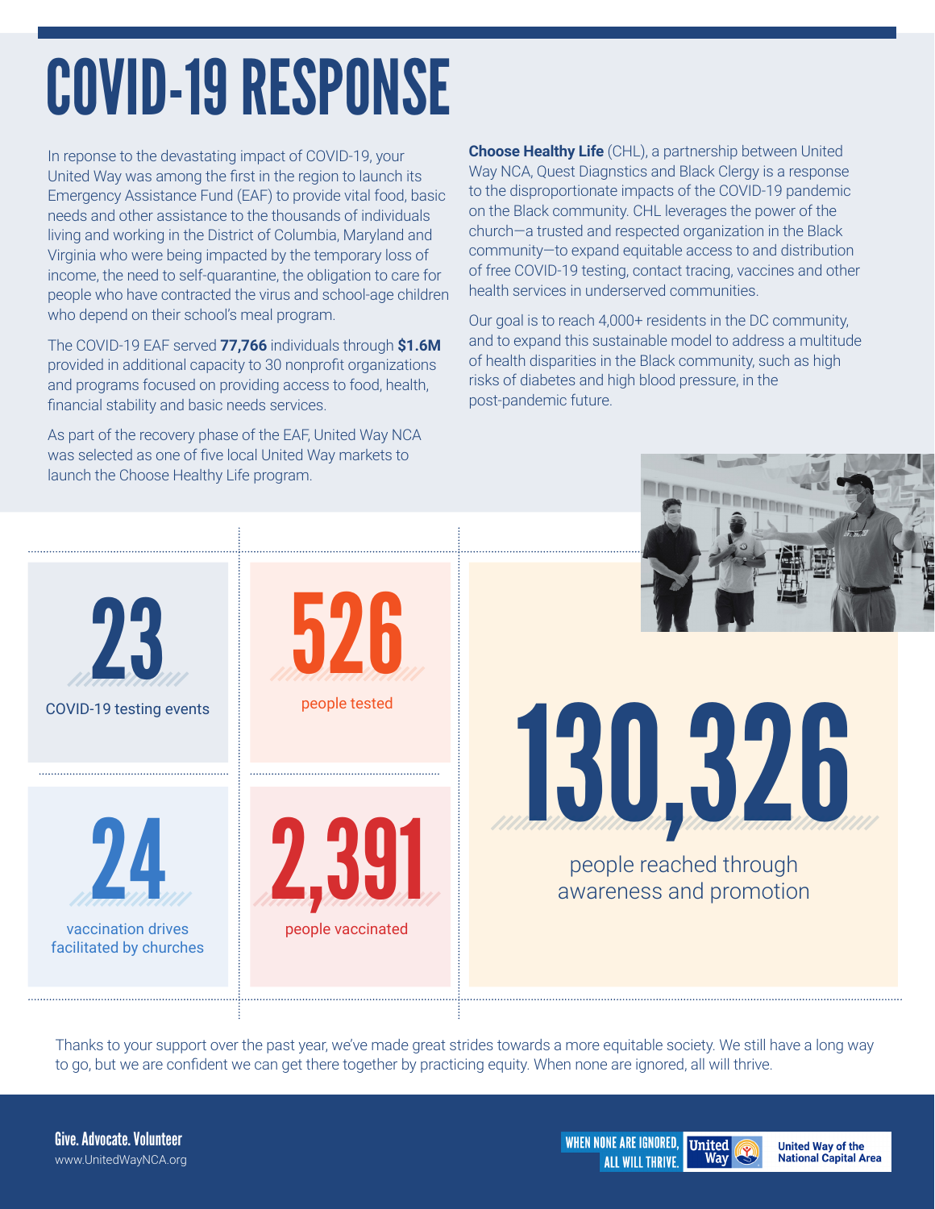# COVID-19 RESPONSE

In reponse to the devastating impact of COVID-19, your United Way was among the first in the region to launch its Emergency Assistance Fund (EAF) to provide vital food, basic needs and other assistance to the thousands of individuals living and working in the District of Columbia, Maryland and Virginia who were being impacted by the temporary loss of income, the need to self-quarantine, the obligation to care for people who have contracted the virus and school-age children who depend on their school's meal program.

The COVID-19 EAF served **77,766** individuals through **$1.6M** provided in additional capacity to 30 nonprofit organizations and programs focused on providing access to food, health, financial stability and basic needs services.

As part of the recovery phase of the EAF, United Way NCA was selected as one of five local United Way markets to launch the Choose Healthy Life program.

**Choose Healthy Life** (CHL), a partnership between United Way NCA, Quest Diagnstics and Black Clergy is a response to the disproportionate impacts of the COVID-19 pandemic on the Black community. CHL leverages the power of the church—a trusted and respected organization in the Black community—to expand equitable access to and distribution of free COVID-19 testing, contact tracing, vaccines and other health services in underserved communities.

Our goal is to reach 4,000+ residents in the DC community, and to expand this sustainable model to address a multitude of health disparities in the Black community, such as high risks of diabetes and high blood pressure, in the post-pandemic future.

**23**
COVID-19 testing events

**526**
people tested

**24**
vaccination drives facilitated by churches

**2,391**
people vaccinated

**130,326**
people reached through awareness and promotion

Thanks to your support over the past year, we've made great strides towards a more equitable society. We still have a long way to go, but we are confident we can get there together by practicing equity. When none are ignored, all will thrive.

**Give. Advocate. Volunteer**
www.UnitedWayNCA.org

WHEN NONE ARE IGNORED, ALL WILL THRIVE.

United Way of the National Capital Area